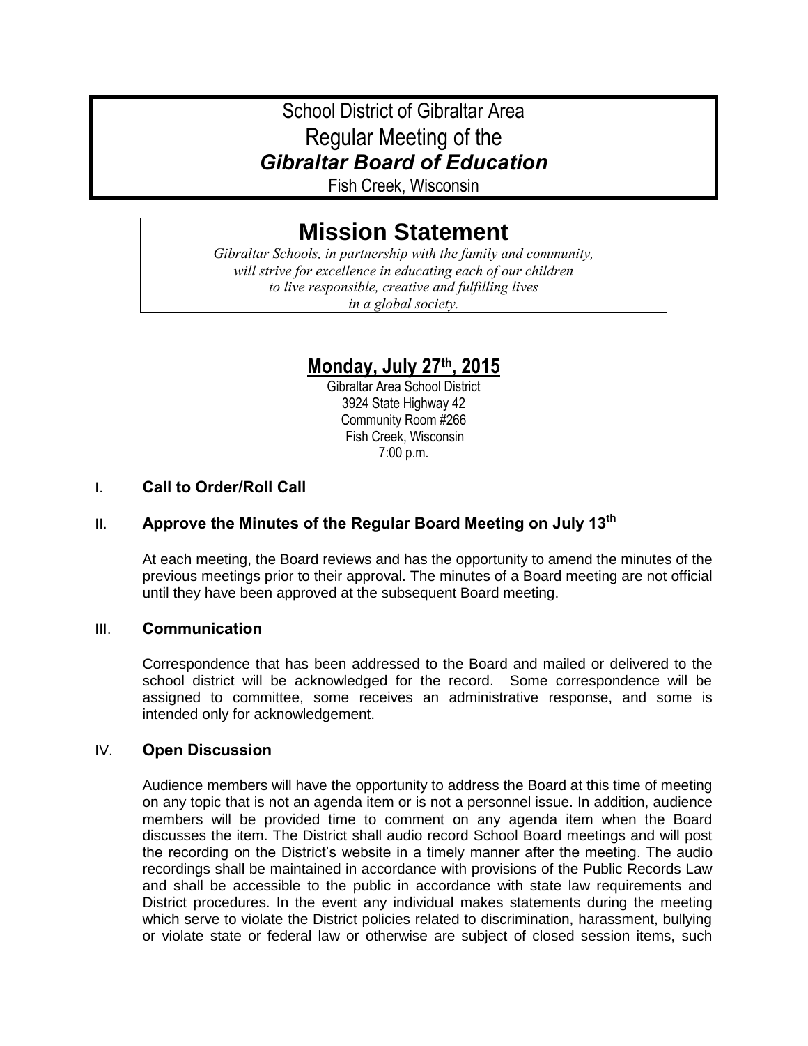# School District of Gibraltar Area
# Regular Meeting of the
# *Gibraltar Board of Education*

Fish Creek, Wisconsin

## Mission Statement

*Gibraltar Schools, in partnership with the family and community, will strive for excellence in educating each of our children to live responsible, creative and fulfilling lives in a global society.*

## Monday, July 27th, 2015

Gibraltar Area School District
3924 State Highway 42
Community Room #266
Fish Creek, Wisconsin
7:00 p.m.

### I. Call to Order/Roll Call

### II. Approve the Minutes of the Regular Board Meeting on July 13th

At each meeting, the Board reviews and has the opportunity to amend the minutes of the previous meetings prior to their approval. The minutes of a Board meeting are not official until they have been approved at the subsequent Board meeting.

### III. Communication

Correspondence that has been addressed to the Board and mailed or delivered to the school district will be acknowledged for the record. Some correspondence will be assigned to committee, some receives an administrative response, and some is intended only for acknowledgement.

### IV. Open Discussion

Audience members will have the opportunity to address the Board at this time of meeting on any topic that is not an agenda item or is not a personnel issue. In addition, audience members will be provided time to comment on any agenda item when the Board discusses the item. The District shall audio record School Board meetings and will post the recording on the District's website in a timely manner after the meeting. The audio recordings shall be maintained in accordance with provisions of the Public Records Law and shall be accessible to the public in accordance with state law requirements and District procedures. In the event any individual makes statements during the meeting which serve to violate the District policies related to discrimination, harassment, bullying or violate state or federal law or otherwise are subject of closed session items, such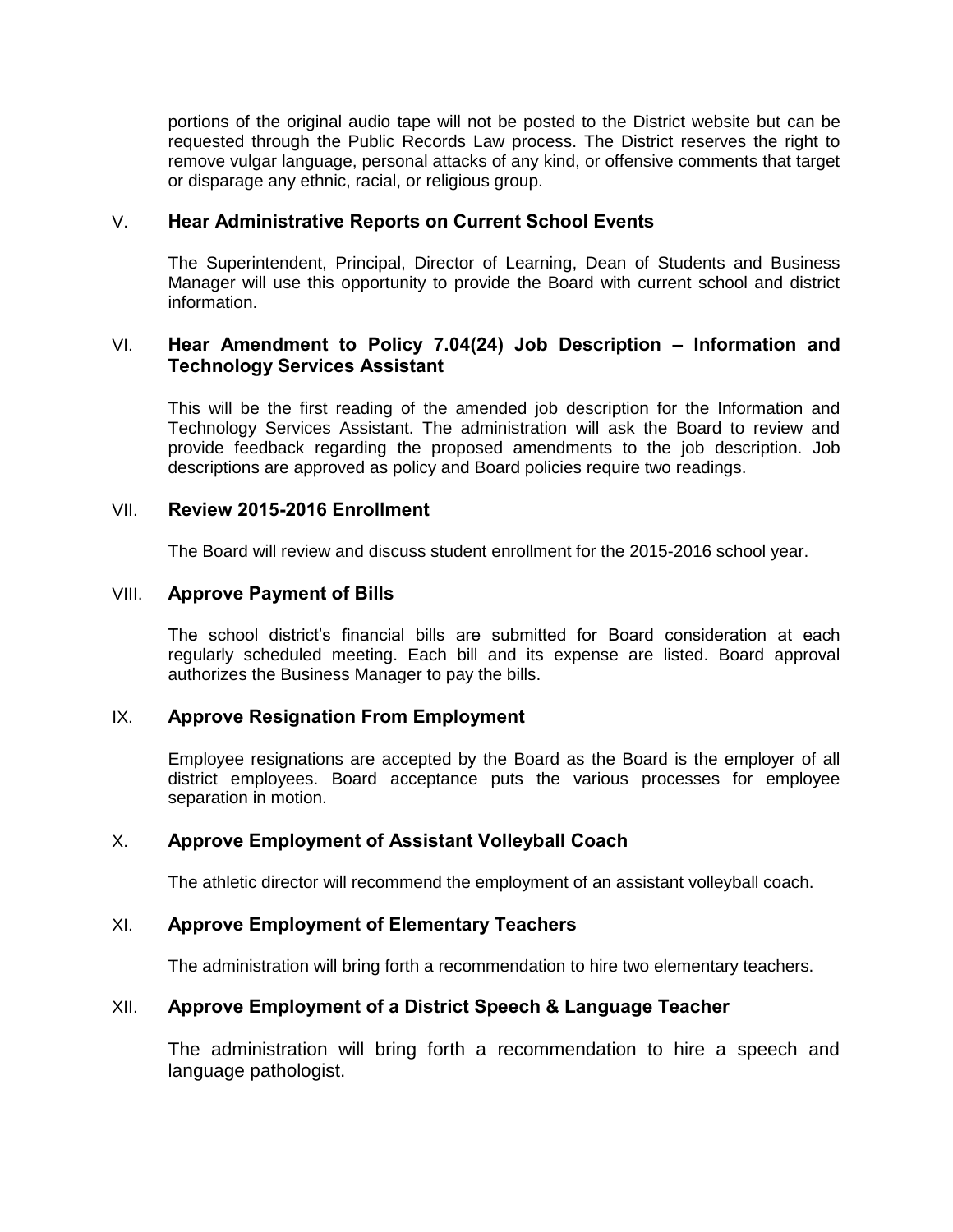portions of the original audio tape will not be posted to the District website but can be requested through the Public Records Law process. The District reserves the right to remove vulgar language, personal attacks of any kind, or offensive comments that target or disparage any ethnic, racial, or religious group.

V. **Hear Administrative Reports on Current School Events**

The Superintendent, Principal, Director of Learning, Dean of Students and Business Manager will use this opportunity to provide the Board with current school and district information.

VI. **Hear Amendment to Policy 7.04(24) Job Description – Information and Technology Services Assistant**

This will be the first reading of the amended job description for the Information and Technology Services Assistant. The administration will ask the Board to review and provide feedback regarding the proposed amendments to the job description. Job descriptions are approved as policy and Board policies require two readings.

VII. **Review 2015-2016 Enrollment**

The Board will review and discuss student enrollment for the 2015-2016 school year.

VIII. **Approve Payment of Bills**

The school district's financial bills are submitted for Board consideration at each regularly scheduled meeting. Each bill and its expense are listed. Board approval authorizes the Business Manager to pay the bills.

IX. **Approve Resignation From Employment**

Employee resignations are accepted by the Board as the Board is the employer of all district employees. Board acceptance puts the various processes for employee separation in motion.

X. **Approve Employment of Assistant Volleyball Coach**

The athletic director will recommend the employment of an assistant volleyball coach.

XI. **Approve Employment of Elementary Teachers**

The administration will bring forth a recommendation to hire two elementary teachers.

XII. **Approve Employment of a District Speech & Language Teacher**

The administration will bring forth a recommendation to hire a speech and language pathologist.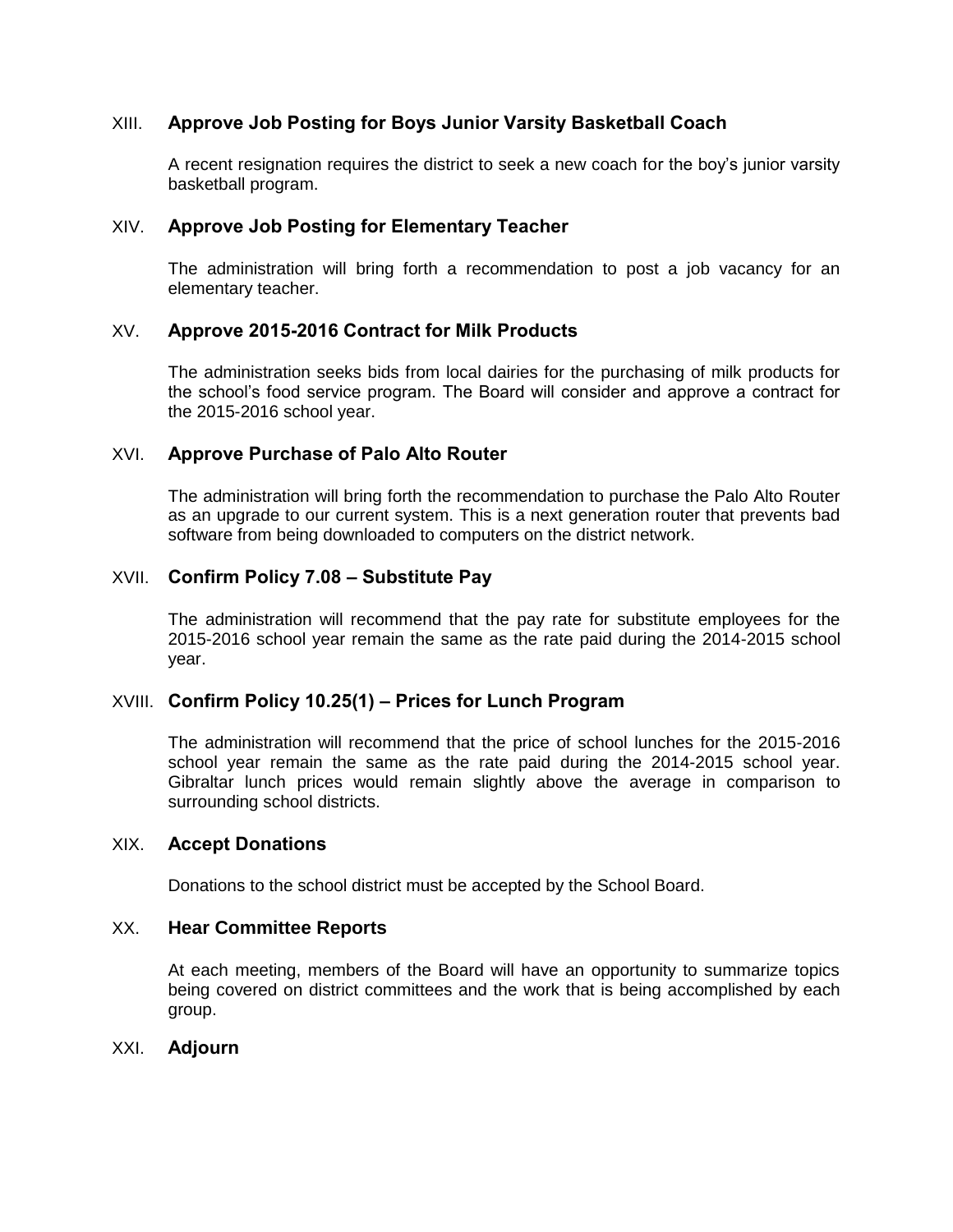## XIII. Approve Job Posting for Boys Junior Varsity Basketball Coach

A recent resignation requires the district to seek a new coach for the boy's junior varsity basketball program.

## XIV. Approve Job Posting for Elementary Teacher

The administration will bring forth a recommendation to post a job vacancy for an elementary teacher.

## XV. Approve 2015-2016 Contract for Milk Products

The administration seeks bids from local dairies for the purchasing of milk products for the school's food service program. The Board will consider and approve a contract for the 2015-2016 school year.

## XVI. Approve Purchase of Palo Alto Router

The administration will bring forth the recommendation to purchase the Palo Alto Router as an upgrade to our current system. This is a next generation router that prevents bad software from being downloaded to computers on the district network.

## XVII. Confirm Policy 7.08 – Substitute Pay

The administration will recommend that the pay rate for substitute employees for the 2015-2016 school year remain the same as the rate paid during the 2014-2015 school year.

## XVIII. Confirm Policy 10.25(1) – Prices for Lunch Program

The administration will recommend that the price of school lunches for the 2015-2016 school year remain the same as the rate paid during the 2014-2015 school year. Gibraltar lunch prices would remain slightly above the average in comparison to surrounding school districts.

## XIX. Accept Donations

Donations to the school district must be accepted by the School Board.

## XX. Hear Committee Reports

At each meeting, members of the Board will have an opportunity to summarize topics being covered on district committees and the work that is being accomplished by each group.

## XXI. Adjourn